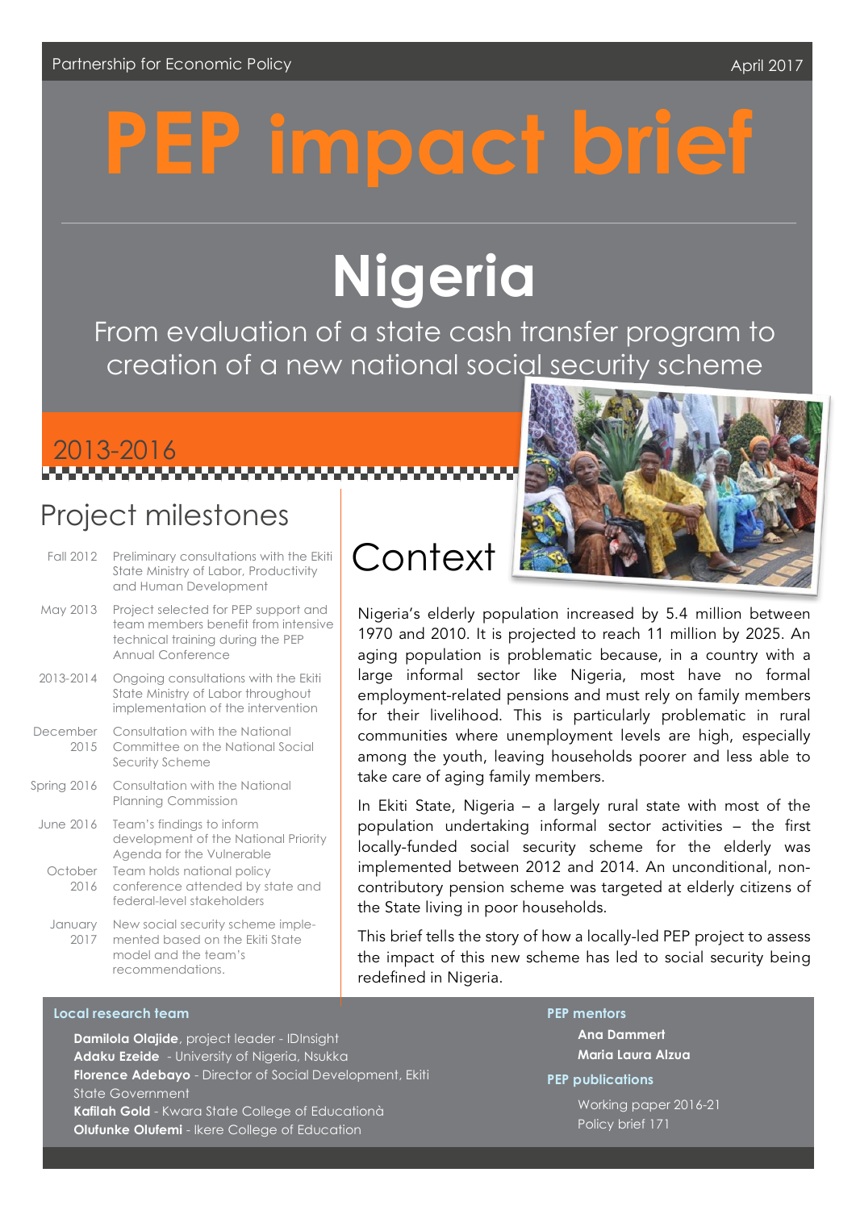Partnership for Economic Policy

April 2017

# PEP impact brief

# Nigeria

## From evaluation of a state cash transfer program to creation of a new national social security scheme

2013-2016

## Project milestones

- **Fall 2012** — Preliminary consultations with the Ekiti State Ministry of Labor, Productivity and Human Development
- **May 2013** — Project selected for PEP support and team members benefit from intensive technical training during the PEP Annual Conference
- **2013-2014** — Ongoing consultations with the Ekiti State Ministry of Labor throughout implementation of the intervention
- **December 2015** — Consultation with the National Committee on the National Social Security Scheme
- **Spring 2016** — Consultation with the National Planning Commission
- **June 2016** — Team's findings to inform development of the National Priority Agenda for the Vulnerable
- **October 2016** — Team holds national policy conference attended by state and federal-level stakeholders
- **January 2017** — New social security scheme implemented based on the Ekiti State model and the team's recommendations.

## Context

Nigeria's elderly population increased by 5.4 million between 1970 and 2010. It is projected to reach 11 million by 2025. An aging population is problematic because, in a country with a large informal sector like Nigeria, most have no formal employment-related pensions and must rely on family members for their livelihood. This is particularly problematic in rural communities where unemployment levels are high, especially among the youth, leaving households poorer and less able to take care of aging family members.

In Ekiti State, Nigeria – a largely rural state with most of the population undertaking informal sector activities – the first locally-funded social security scheme for the elderly was implemented between 2012 and 2014. An unconditional, non-contributory pension scheme was targeted at elderly citizens of the State living in poor households.

This brief tells the story of how a locally-led PEP project to assess the impact of this new scheme has led to social security being redefined in Nigeria.

### Local research team

**Damilola Olajide**, project leader - IDInsight
**Adaku Ezeide** - University of Nigeria, Nsukka
**Florence Adebayo** - Director of Social Development, Ekiti State Government
**Kafilah Gold** - Kwara State College of Educationà
**Olufunke Olufemi** - Ikere College of Education

### PEP mentors

**Ana Dammert**
**Maria Laura Alzua**

### PEP publications

Working paper 2016-21
Policy brief 171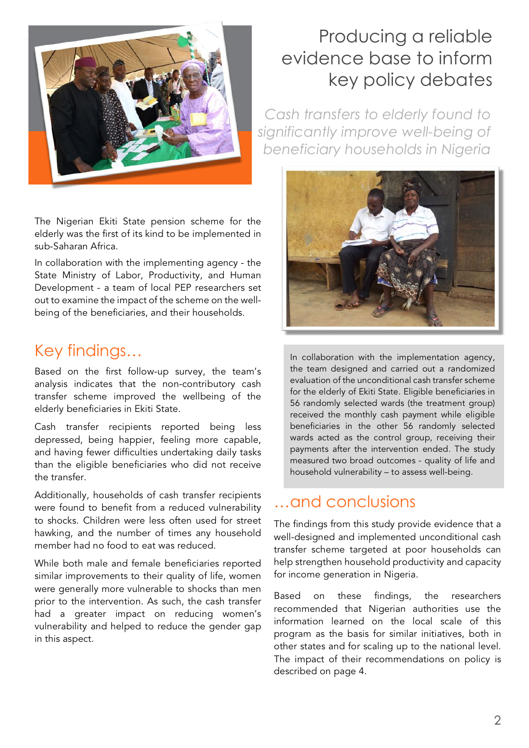# Producing a reliable evidence base to inform key policy debates

*Cash transfers to elderly found to significantly improve well-being of beneficiary households in Nigeria*

The Nigerian Ekiti State pension scheme for the elderly was the first of its kind to be implemented in sub-Saharan Africa.

In collaboration with the implementing agency - the State Ministry of Labor, Productivity, and Human Development - a team of local PEP researchers set out to examine the impact of the scheme on the well-being of the beneficiaries, and their households.

## Key findings…

Based on the first follow-up survey, the team's analysis indicates that the non-contributory cash transfer scheme improved the wellbeing of the elderly beneficiaries in Ekiti State.

Cash transfer recipients reported being less depressed, being happier, feeling more capable, and having fewer difficulties undertaking daily tasks than the eligible beneficiaries who did not receive the transfer.

Additionally, households of cash transfer recipients were found to benefit from a reduced vulnerability to shocks. Children were less often used for street hawking, and the number of times any household member had no food to eat was reduced.

While both male and female beneficiaries reported similar improvements to their quality of life, women were generally more vulnerable to shocks than men prior to the intervention. As such, the cash transfer had a greater impact on reducing women's vulnerability and helped to reduce the gender gap in this aspect.

In collaboration with the implementation agency, the team designed and carried out a randomized evaluation of the unconditional cash transfer scheme for the elderly of Ekiti State. Eligible beneficiaries in 56 randomly selected wards (the treatment group) received the monthly cash payment while eligible beneficiaries in the other 56 randomly selected wards acted as the control group, receiving their payments after the intervention ended. The study measured two broad outcomes - quality of life and household vulnerability – to assess well-being.

## …and conclusions

The findings from this study provide evidence that a well-designed and implemented unconditional cash transfer scheme targeted at poor households can help strengthen household productivity and capacity for income generation in Nigeria.

Based on these findings, the researchers recommended that Nigerian authorities use the information learned on the local scale of this program as the basis for similar initiatives, both in other states and for scaling up to the national level. The impact of their recommendations on policy is described on page 4.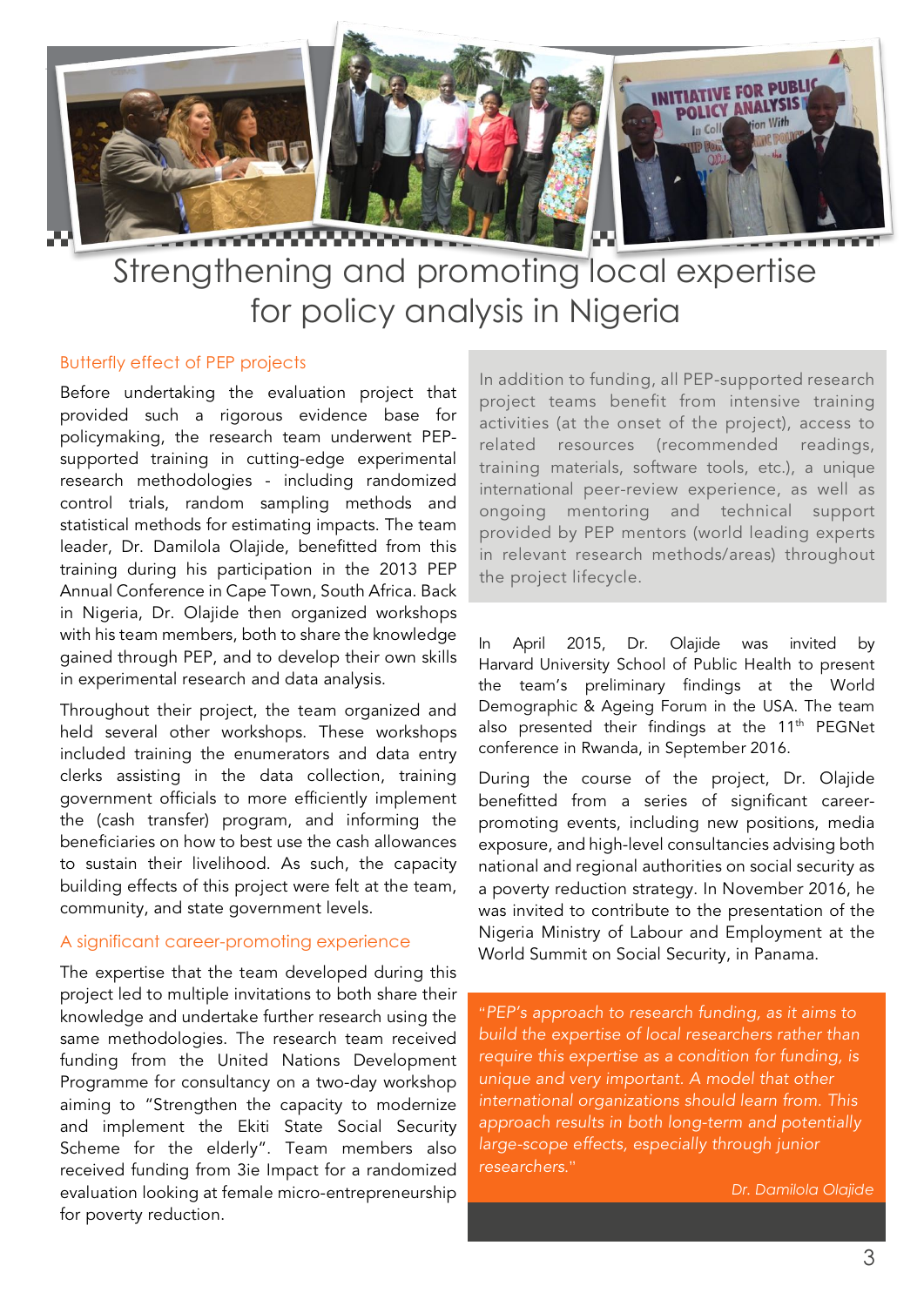# Strengthening and promoting local expertise for policy analysis in Nigeria

## Butterfly effect of PEP projects

Before undertaking the evaluation project that provided such a rigorous evidence base for policymaking, the research team underwent PEP-supported training in cutting-edge experimental research methodologies - including randomized control trials, random sampling methods and statistical methods for estimating impacts. The team leader, Dr. Damilola Olajide, benefitted from this training during his participation in the 2013 PEP Annual Conference in Cape Town, South Africa. Back in Nigeria, Dr. Olajide then organized workshops with his team members, both to share the knowledge gained through PEP, and to develop their own skills in experimental research and data analysis.

Throughout their project, the team organized and held several other workshops. These workshops included training the enumerators and data entry clerks assisting in the data collection, training government officials to more efficiently implement the (cash transfer) program, and informing the beneficiaries on how to best use the cash allowances to sustain their livelihood. As such, the capacity building effects of this project were felt at the team, community, and state government levels.

## A significant career-promoting experience

The expertise that the team developed during this project led to multiple invitations to both share their knowledge and undertake further research using the same methodologies. The research team received funding from the United Nations Development Programme for consultancy on a two-day workshop aiming to "Strengthen the capacity to modernize and implement the Ekiti State Social Security Scheme for the elderly". Team members also received funding from 3ie Impact for a randomized evaluation looking at female micro-entrepreneurship for poverty reduction.

In addition to funding, all PEP-supported research project teams benefit from intensive training activities (at the onset of the project), access to related resources (recommended readings, training materials, software tools, etc.), a unique international peer-review experience, as well as ongoing mentoring and technical support provided by PEP mentors (world leading experts in relevant research methods/areas) throughout the project lifecycle.

In April 2015, Dr. Olajide was invited by Harvard University School of Public Health to present the team's preliminary findings at the World Demographic & Ageing Forum in the USA. The team also presented their findings at the 11th PEGNet conference in Rwanda, in September 2016.

During the course of the project, Dr. Olajide benefitted from a series of significant career-promoting events, including new positions, media exposure, and high-level consultancies advising both national and regional authorities on social security as a poverty reduction strategy. In November 2016, he was invited to contribute to the presentation of the Nigeria Ministry of Labour and Employment at the World Summit on Social Security, in Panama.

*"PEP's approach to research funding, as it aims to build the expertise of local researchers rather than require this expertise as a condition for funding, is unique and very important. A model that other international organizations should learn from. This approach results in both long-term and potentially large-scope effects, especially through junior researchers."*

*Dr. Damilola Olajide*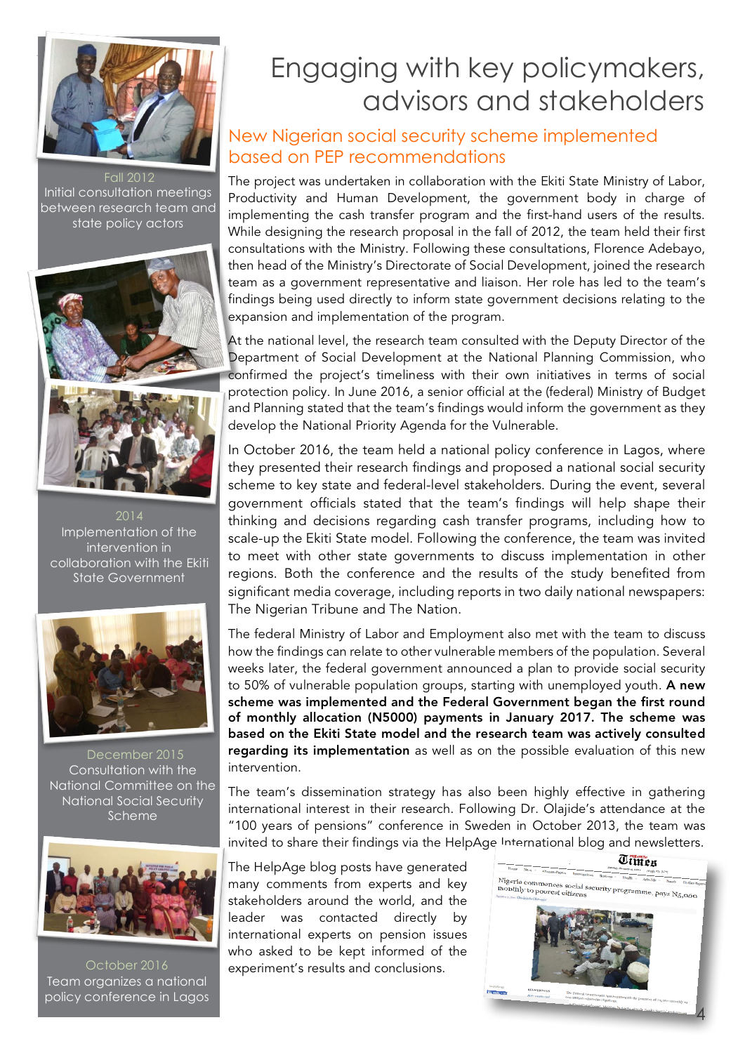# Engaging with key policymakers, advisors and stakeholders

Fall 2012
Initial consultation meetings between research team and state policy actors

2014
Implementation of the intervention in collaboration with the Ekiti State Government

December 2015
Consultation with the National Committee on the National Social Security Scheme

October 2016
Team organizes a national policy conference in Lagos

## New Nigerian social security scheme implemented based on PEP recommendations

The project was undertaken in collaboration with the Ekiti State Ministry of Labor, Productivity and Human Development, the government body in charge of implementing the cash transfer program and the first-hand users of the results. While designing the research proposal in the fall of 2012, the team held their first consultations with the Ministry. Following these consultations, Florence Adebayo, then head of the Ministry's Directorate of Social Development, joined the research team as a government representative and liaison. Her role has led to the team's findings being used directly to inform state government decisions relating to the expansion and implementation of the program.

At the national level, the research team consulted with the Deputy Director of the Department of Social Development at the National Planning Commission, who confirmed the project's timeliness with their own initiatives in terms of social protection policy. In June 2016, a senior official at the (federal) Ministry of Budget and Planning stated that the team's findings would inform the government as they develop the National Priority Agenda for the Vulnerable.

In October 2016, the team held a national policy conference in Lagos, where they presented their research findings and proposed a national social security scheme to key state and federal-level stakeholders. During the event, several government officials stated that the team's findings will help shape their thinking and decisions regarding cash transfer programs, including how to scale-up the Ekiti State model. Following the conference, the team was invited to meet with other state governments to discuss implementation in other regions. Both the conference and the results of the study benefited from significant media coverage, including reports in two daily national newspapers: The Nigerian Tribune and The Nation.

The federal Ministry of Labor and Employment also met with the team to discuss how the findings can relate to other vulnerable members of the population. Several weeks later, the federal government announced a plan to provide social security to 50% of vulnerable population groups, starting with unemployed youth. **A new scheme was implemented and the Federal Government began the first round of monthly allocation (N5000) payments in January 2017. The scheme was based on the Ekiti State model and the research team was actively consulted regarding its implementation** as well as on the possible evaluation of this new intervention.

The team's dissemination strategy has also been highly effective in gathering international interest in their research. Following Dr. Olajide's attendance at the "100 years of pensions" conference in Sweden in October 2013, the team was invited to share their findings via the HelpAge International blog and newsletters.

The HelpAge blog posts have generated many comments from experts and key stakeholders around the world, and the leader was contacted directly by international experts on pension issues who asked to be kept informed of the experiment's results and conclusions.